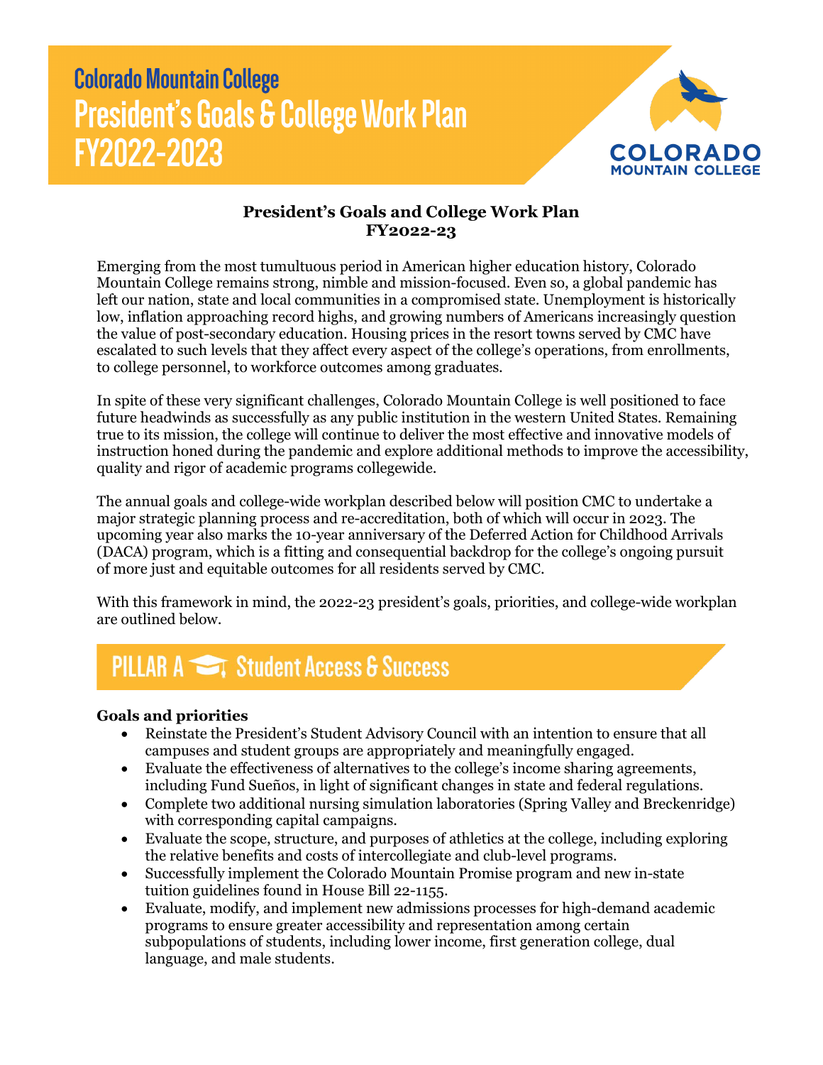# Colorado Mountain College
# President's Goals & College Work Plan FY2022-2023

**President's Goals and College Work Plan**
**FY2022-23**

Emerging from the most tumultuous period in American higher education history, Colorado Mountain College remains strong, nimble and mission-focused. Even so, a global pandemic has left our nation, state and local communities in a compromised state. Unemployment is historically low, inflation approaching record highs, and growing numbers of Americans increasingly question the value of post-secondary education. Housing prices in the resort towns served by CMC have escalated to such levels that they affect every aspect of the college's operations, from enrollments, to college personnel, to workforce outcomes among graduates.

In spite of these very significant challenges, Colorado Mountain College is well positioned to face future headwinds as successfully as any public institution in the western United States. Remaining true to its mission, the college will continue to deliver the most effective and innovative models of instruction honed during the pandemic and explore additional methods to improve the accessibility, quality and rigor of academic programs collegewide.

The annual goals and college-wide workplan described below will position CMC to undertake a major strategic planning process and re-accreditation, both of which will occur in 2023. The upcoming year also marks the 10-year anniversary of the Deferred Action for Childhood Arrivals (DACA) program, which is a fitting and consequential backdrop for the college's ongoing pursuit of more just and equitable outcomes for all residents served by CMC.

With this framework in mind, the 2022-23 president's goals, priorities, and college-wide workplan are outlined below.

## PILLAR A Student Access & Success

**Goals and priorities**

- Reinstate the President's Student Advisory Council with an intention to ensure that all campuses and student groups are appropriately and meaningfully engaged.
- Evaluate the effectiveness of alternatives to the college's income sharing agreements, including Fund Sueños, in light of significant changes in state and federal regulations.
- Complete two additional nursing simulation laboratories (Spring Valley and Breckenridge) with corresponding capital campaigns.
- Evaluate the scope, structure, and purposes of athletics at the college, including exploring the relative benefits and costs of intercollegiate and club-level programs.
- Successfully implement the Colorado Mountain Promise program and new in-state tuition guidelines found in House Bill 22-1155.
- Evaluate, modify, and implement new admissions processes for high-demand academic programs to ensure greater accessibility and representation among certain subpopulations of students, including lower income, first generation college, dual language, and male students.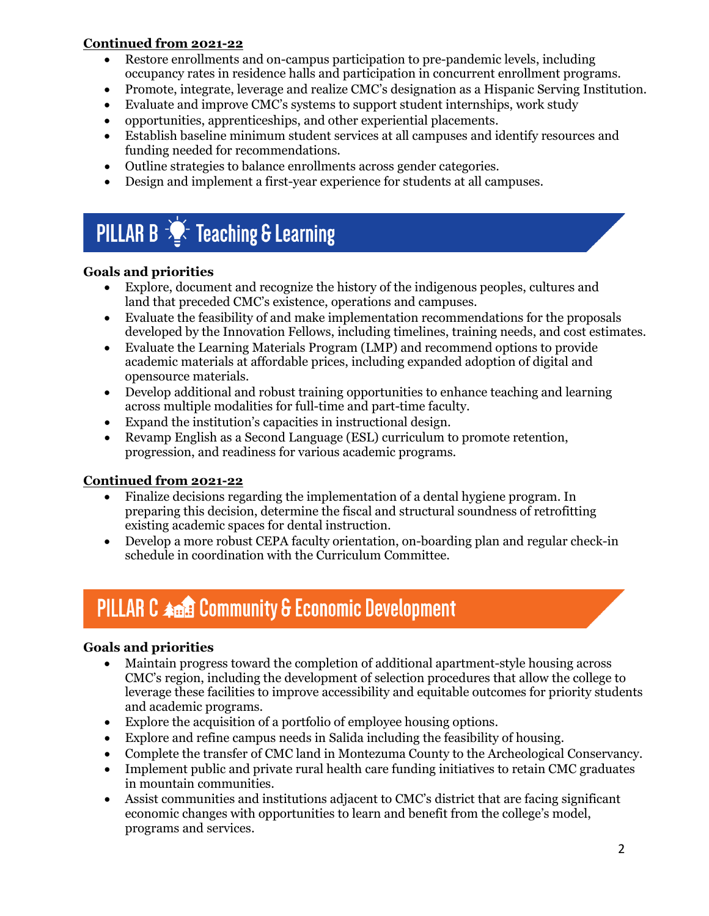**Continued from 2021-22**

- Restore enrollments and on-campus participation to pre-pandemic levels, including occupancy rates in residence halls and participation in concurrent enrollment programs.
- Promote, integrate, leverage and realize CMC's designation as a Hispanic Serving Institution.
- Evaluate and improve CMC's systems to support student internships, work study
- opportunities, apprenticeships, and other experiential placements.
- Establish baseline minimum student services at all campuses and identify resources and funding needed for recommendations.
- Outline strategies to balance enrollments across gender categories.
- Design and implement a first-year experience for students at all campuses.

## PILLAR B Teaching & Learning

**Goals and priorities**

- Explore, document and recognize the history of the indigenous peoples, cultures and land that preceded CMC's existence, operations and campuses.
- Evaluate the feasibility of and make implementation recommendations for the proposals developed by the Innovation Fellows, including timelines, training needs, and cost estimates.
- Evaluate the Learning Materials Program (LMP) and recommend options to provide academic materials at affordable prices, including expanded adoption of digital and opensource materials.
- Develop additional and robust training opportunities to enhance teaching and learning across multiple modalities for full-time and part-time faculty.
- Expand the institution's capacities in instructional design.
- Revamp English as a Second Language (ESL) curriculum to promote retention, progression, and readiness for various academic programs.

**Continued from 2021-22**

- Finalize decisions regarding the implementation of a dental hygiene program. In preparing this decision, determine the fiscal and structural soundness of retrofitting existing academic spaces for dental instruction.
- Develop a more robust CEPA faculty orientation, on-boarding plan and regular check-in schedule in coordination with the Curriculum Committee.

## PILLAR C Community & Economic Development

**Goals and priorities**

- Maintain progress toward the completion of additional apartment-style housing across CMC's region, including the development of selection procedures that allow the college to leverage these facilities to improve accessibility and equitable outcomes for priority students and academic programs.
- Explore the acquisition of a portfolio of employee housing options.
- Explore and refine campus needs in Salida including the feasibility of housing.
- Complete the transfer of CMC land in Montezuma County to the Archeological Conservancy.
- Implement public and private rural health care funding initiatives to retain CMC graduates in mountain communities.
- Assist communities and institutions adjacent to CMC's district that are facing significant economic changes with opportunities to learn and benefit from the college's model, programs and services.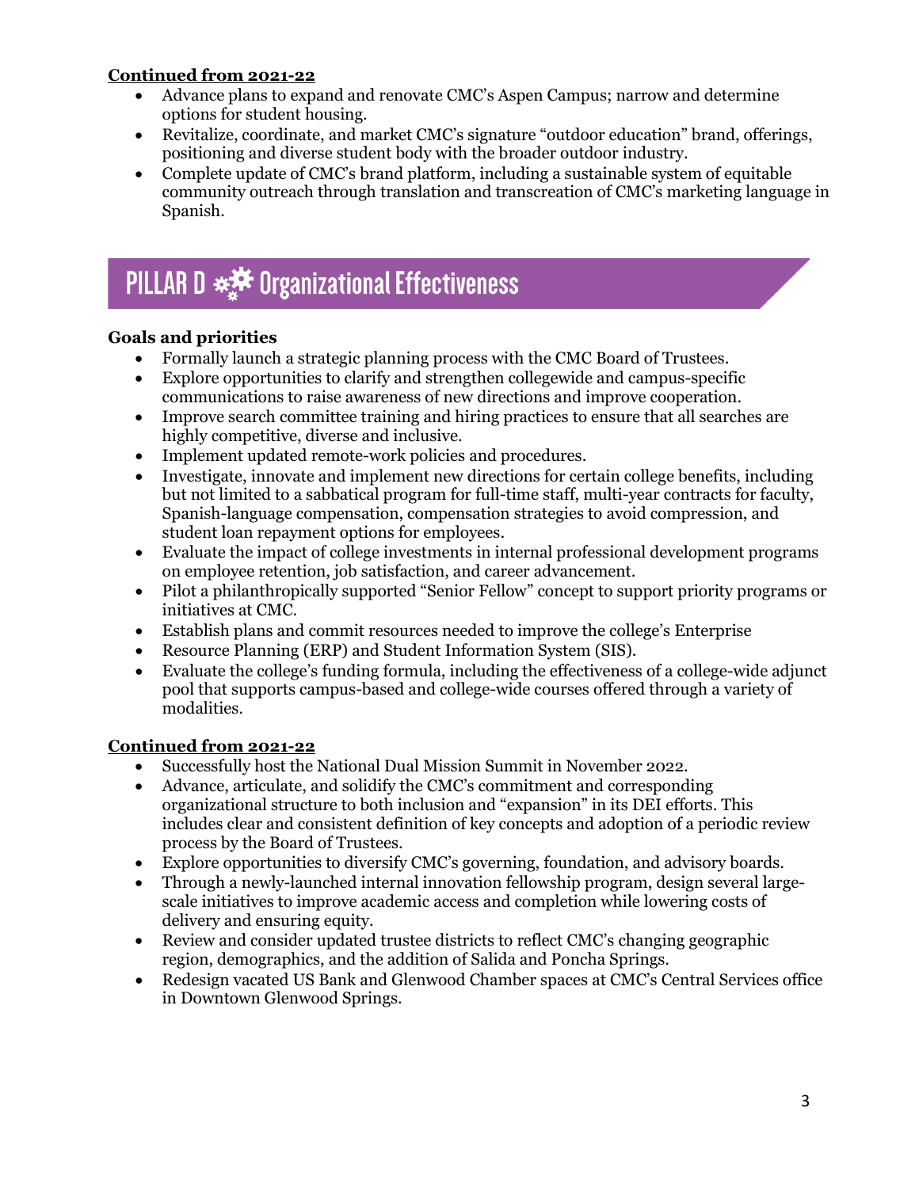**Continued from 2021-22**

- Advance plans to expand and renovate CMC's Aspen Campus; narrow and determine options for student housing.
- Revitalize, coordinate, and market CMC's signature "outdoor education" brand, offerings, positioning and diverse student body with the broader outdoor industry.
- Complete update of CMC's brand platform, including a sustainable system of equitable community outreach through translation and transcreation of CMC's marketing language in Spanish.

# PILLAR D Organizational Effectiveness

**Goals and priorities**

- Formally launch a strategic planning process with the CMC Board of Trustees.
- Explore opportunities to clarify and strengthen collegewide and campus-specific communications to raise awareness of new directions and improve cooperation.
- Improve search committee training and hiring practices to ensure that all searches are highly competitive, diverse and inclusive.
- Implement updated remote-work policies and procedures.
- Investigate, innovate and implement new directions for certain college benefits, including but not limited to a sabbatical program for full-time staff, multi-year contracts for faculty, Spanish-language compensation, compensation strategies to avoid compression, and student loan repayment options for employees.
- Evaluate the impact of college investments in internal professional development programs on employee retention, job satisfaction, and career advancement.
- Pilot a philanthropically supported "Senior Fellow" concept to support priority programs or initiatives at CMC.
- Establish plans and commit resources needed to improve the college's Enterprise
- Resource Planning (ERP) and Student Information System (SIS).
- Evaluate the college's funding formula, including the effectiveness of a college-wide adjunct pool that supports campus-based and college-wide courses offered through a variety of modalities.

**Continued from 2021-22**

- Successfully host the National Dual Mission Summit in November 2022.
- Advance, articulate, and solidify the CMC's commitment and corresponding organizational structure to both inclusion and "expansion" in its DEI efforts. This includes clear and consistent definition of key concepts and adoption of a periodic review process by the Board of Trustees.
- Explore opportunities to diversify CMC's governing, foundation, and advisory boards.
- Through a newly-launched internal innovation fellowship program, design several large-scale initiatives to improve academic access and completion while lowering costs of delivery and ensuring equity.
- Review and consider updated trustee districts to reflect CMC's changing geographic region, demographics, and the addition of Salida and Poncha Springs.
- Redesign vacated US Bank and Glenwood Chamber spaces at CMC's Central Services office in Downtown Glenwood Springs.